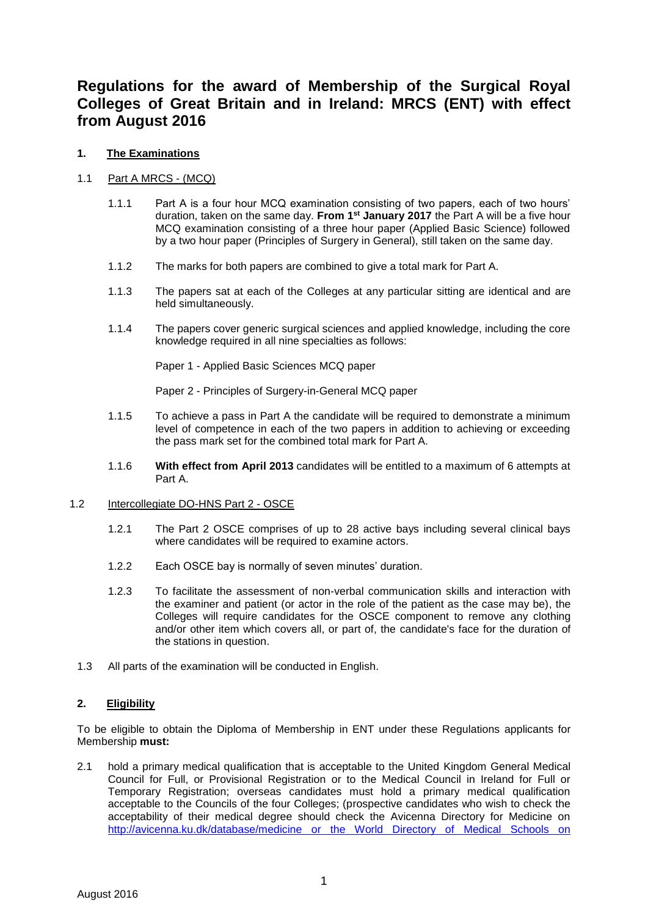# Regulations for the award of Membership of the Surgical Royal Colleges of Great Britain and in Ireland: MRCS (ENT) with effect from August 2016

## 1. The Examinations

### 1.1 Part A MRCS - (MCQ)

1.1.1 Part A is a four hour MCQ examination consisting of two papers, each of two hours' duration, taken on the same day. **From 1st January 2017** the Part A will be a five hour MCQ examination consisting of a three hour paper (Applied Basic Science) followed by a two hour paper (Principles of Surgery in General), still taken on the same day.

1.1.2 The marks for both papers are combined to give a total mark for Part A.

1.1.3 The papers sat at each of the Colleges at any particular sitting are identical and are held simultaneously.

1.1.4 The papers cover generic surgical sciences and applied knowledge, including the core knowledge required in all nine specialties as follows:

Paper 1 - Applied Basic Sciences MCQ paper

Paper 2 - Principles of Surgery-in-General MCQ paper

1.1.5 To achieve a pass in Part A the candidate will be required to demonstrate a minimum level of competence in each of the two papers in addition to achieving or exceeding the pass mark set for the combined total mark for Part A.

1.1.6 **With effect from April 2013** candidates will be entitled to a maximum of 6 attempts at Part A.

### 1.2 Intercollegiate DO-HNS Part 2 - OSCE

1.2.1 The Part 2 OSCE comprises of up to 28 active bays including several clinical bays where candidates will be required to examine actors.

1.2.2 Each OSCE bay is normally of seven minutes' duration.

1.2.3 To facilitate the assessment of non-verbal communication skills and interaction with the examiner and patient (or actor in the role of the patient as the case may be), the Colleges will require candidates for the OSCE component to remove any clothing and/or other item which covers all, or part of, the candidate's face for the duration of the stations in question.

1.3 All parts of the examination will be conducted in English.

## 2. Eligibility

To be eligible to obtain the Diploma of Membership in ENT under these Regulations applicants for Membership **must:**

2.1 hold a primary medical qualification that is acceptable to the United Kingdom General Medical Council for Full, or Provisional Registration or to the Medical Council in Ireland for Full or Temporary Registration; overseas candidates must hold a primary medical qualification acceptable to the Councils of the four Colleges; (prospective candidates who wish to check the acceptability of their medical degree should check the Avicenna Directory for Medicine on http://avicenna.ku.dk/database/medicine or the World Directory of Medical Schools on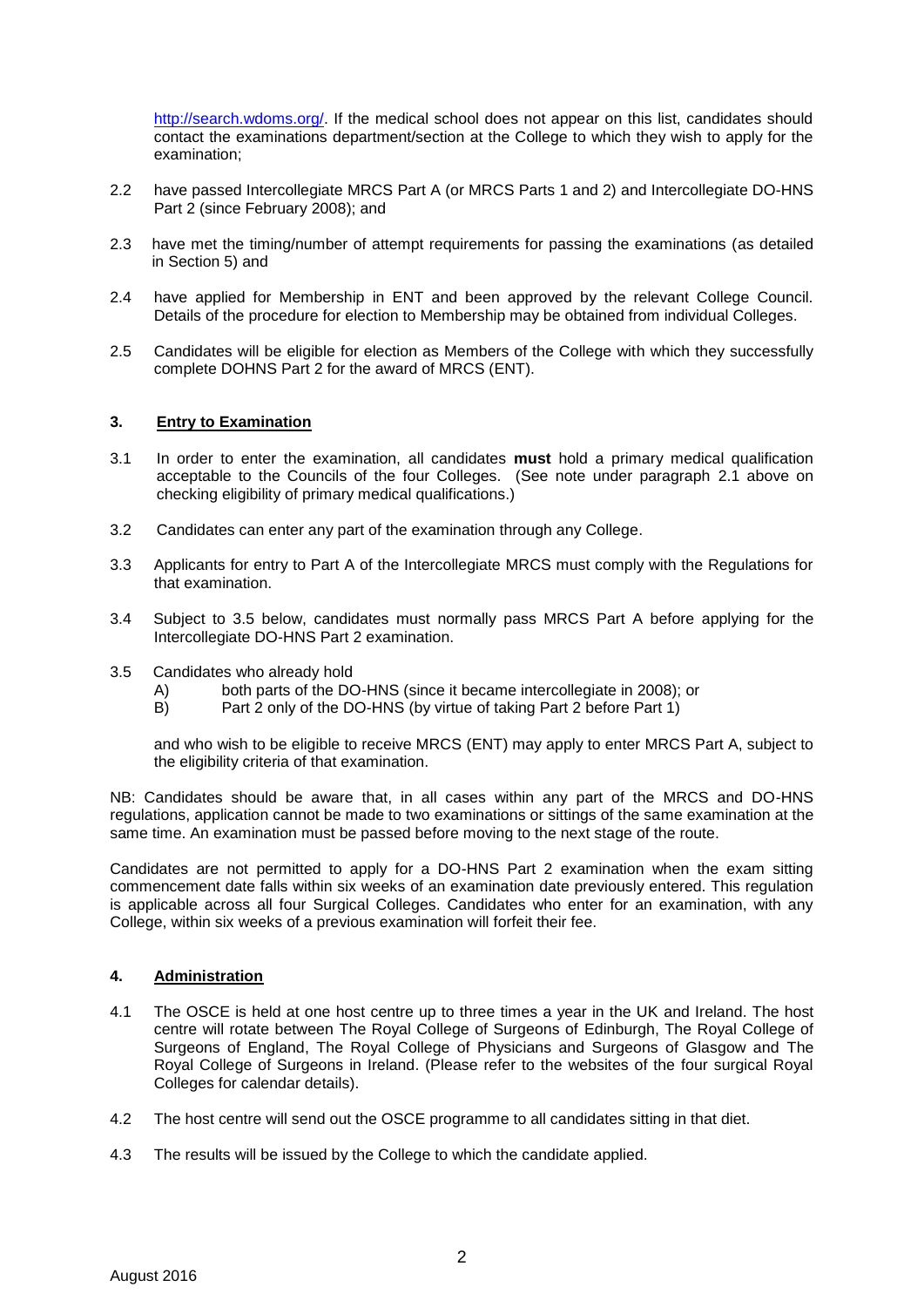http://search.wdoms.org/. If the medical school does not appear on this list, candidates should contact the examinations department/section at the College to which they wish to apply for the examination;

2.2 have passed Intercollegiate MRCS Part A (or MRCS Parts 1 and 2) and Intercollegiate DO-HNS Part 2 (since February 2008); and

2.3 have met the timing/number of attempt requirements for passing the examinations (as detailed in Section 5) and

2.4 have applied for Membership in ENT and been approved by the relevant College Council. Details of the procedure for election to Membership may be obtained from individual Colleges.

2.5 Candidates will be eligible for election as Members of the College with which they successfully complete DOHNS Part 2 for the award of MRCS (ENT).

## 3. Entry to Examination

3.1 In order to enter the examination, all candidates **must** hold a primary medical qualification acceptable to the Councils of the four Colleges. (See note under paragraph 2.1 above on checking eligibility of primary medical qualifications.)

3.2 Candidates can enter any part of the examination through any College.

3.3 Applicants for entry to Part A of the Intercollegiate MRCS must comply with the Regulations for that examination.

3.4 Subject to 3.5 below, candidates must normally pass MRCS Part A before applying for the Intercollegiate DO-HNS Part 2 examination.

3.5 Candidates who already hold

A) both parts of the DO-HNS (since it became intercollegiate in 2008); or
B) Part 2 only of the DO-HNS (by virtue of taking Part 2 before Part 1)

and who wish to be eligible to receive MRCS (ENT) may apply to enter MRCS Part A, subject to the eligibility criteria of that examination.

NB: Candidates should be aware that, in all cases within any part of the MRCS and DO-HNS regulations, application cannot be made to two examinations or sittings of the same examination at the same time. An examination must be passed before moving to the next stage of the route.

Candidates are not permitted to apply for a DO-HNS Part 2 examination when the exam sitting commencement date falls within six weeks of an examination date previously entered. This regulation is applicable across all four Surgical Colleges. Candidates who enter for an examination, with any College, within six weeks of a previous examination will forfeit their fee.

## 4. Administration

4.1 The OSCE is held at one host centre up to three times a year in the UK and Ireland. The host centre will rotate between The Royal College of Surgeons of Edinburgh, The Royal College of Surgeons of England, The Royal College of Physicians and Surgeons of Glasgow and The Royal College of Surgeons in Ireland. (Please refer to the websites of the four surgical Royal Colleges for calendar details).

4.2 The host centre will send out the OSCE programme to all candidates sitting in that diet.

4.3 The results will be issued by the College to which the candidate applied.

August 2016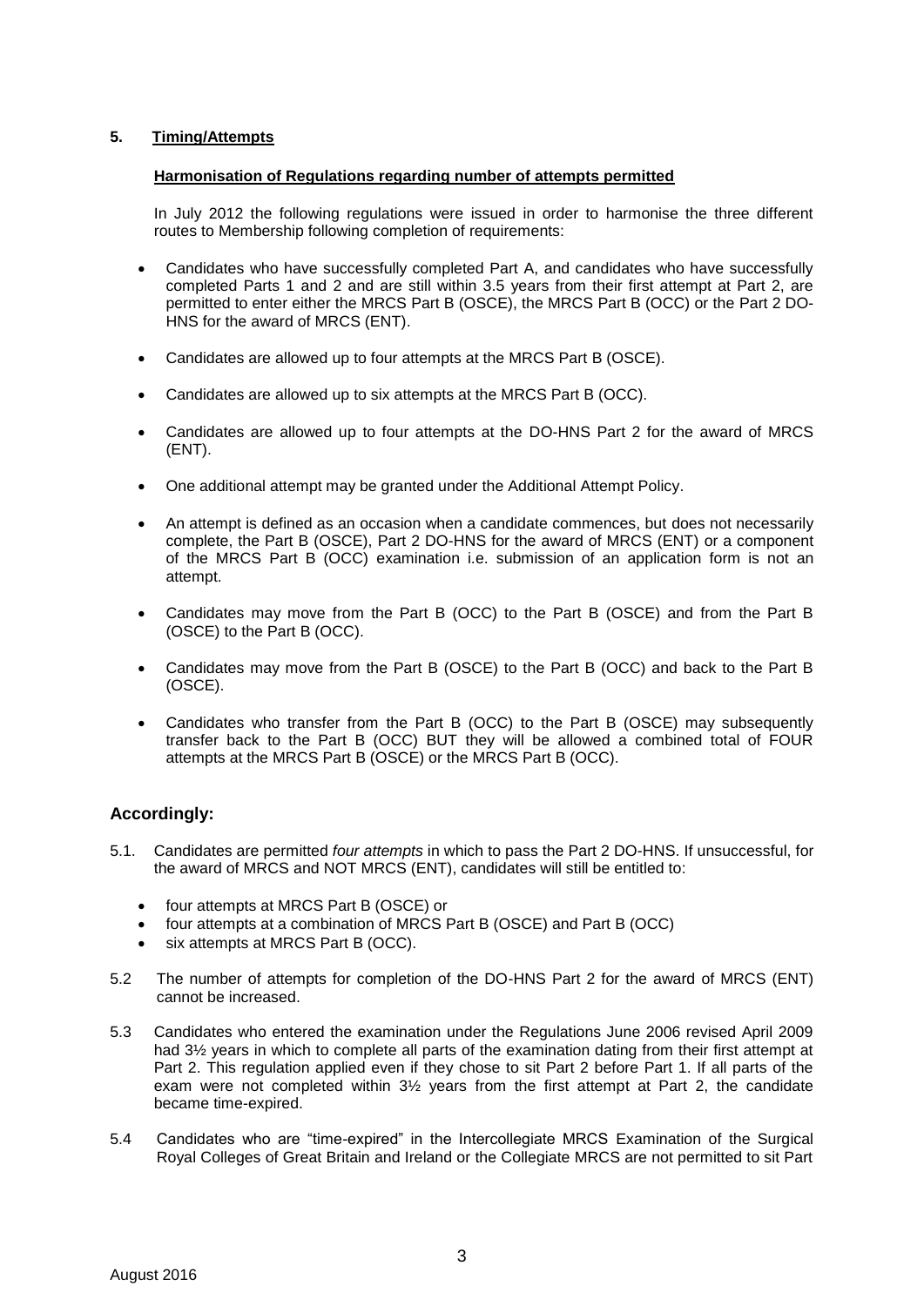## 5. Timing/Attempts

**Harmonisation of Regulations regarding number of attempts permitted**

In July 2012 the following regulations were issued in order to harmonise the three different routes to Membership following completion of requirements:

- Candidates who have successfully completed Part A, and candidates who have successfully completed Parts 1 and 2 and are still within 3.5 years from their first attempt at Part 2, are permitted to enter either the MRCS Part B (OSCE), the MRCS Part B (OCC) or the Part 2 DO-HNS for the award of MRCS (ENT).
- Candidates are allowed up to four attempts at the MRCS Part B (OSCE).
- Candidates are allowed up to six attempts at the MRCS Part B (OCC).
- Candidates are allowed up to four attempts at the DO-HNS Part 2 for the award of MRCS (ENT).
- One additional attempt may be granted under the Additional Attempt Policy.
- An attempt is defined as an occasion when a candidate commences, but does not necessarily complete, the Part B (OSCE), Part 2 DO-HNS for the award of MRCS (ENT) or a component of the MRCS Part B (OCC) examination i.e. submission of an application form is not an attempt.
- Candidates may move from the Part B (OCC) to the Part B (OSCE) and from the Part B (OSCE) to the Part B (OCC).
- Candidates may move from the Part B (OSCE) to the Part B (OCC) and back to the Part B (OSCE).
- Candidates who transfer from the Part B (OCC) to the Part B (OSCE) may subsequently transfer back to the Part B (OCC) BUT they will be allowed a combined total of FOUR attempts at the MRCS Part B (OSCE) or the MRCS Part B (OCC).

## Accordingly:

5.1. Candidates are permitted *four attempts* in which to pass the Part 2 DO-HNS. If unsuccessful, for the award of MRCS and NOT MRCS (ENT), candidates will still be entitled to:

- four attempts at MRCS Part B (OSCE) or
- four attempts at a combination of MRCS Part B (OSCE) and Part B (OCC)
- six attempts at MRCS Part B (OCC).

5.2 The number of attempts for completion of the DO-HNS Part 2 for the award of MRCS (ENT) cannot be increased.

5.3 Candidates who entered the examination under the Regulations June 2006 revised April 2009 had 3½ years in which to complete all parts of the examination dating from their first attempt at Part 2. This regulation applied even if they chose to sit Part 2 before Part 1. If all parts of the exam were not completed within 3½ years from the first attempt at Part 2, the candidate became time-expired.

5.4 Candidates who are "time-expired" in the Intercollegiate MRCS Examination of the Surgical Royal Colleges of Great Britain and Ireland or the Collegiate MRCS are not permitted to sit Part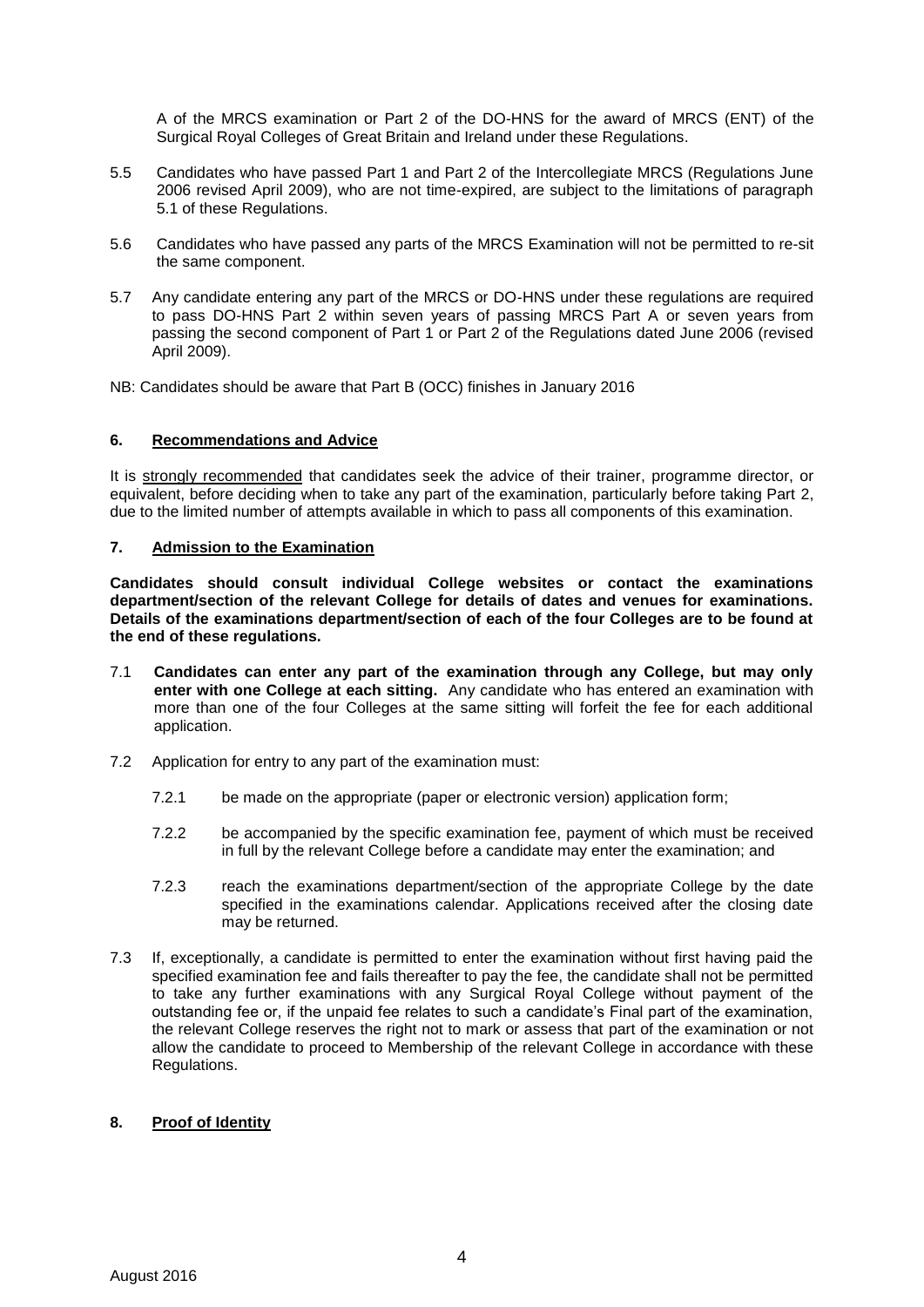A of the MRCS examination or Part 2 of the DO-HNS for the award of MRCS (ENT) of the Surgical Royal Colleges of Great Britain and Ireland under these Regulations.

5.5 Candidates who have passed Part 1 and Part 2 of the Intercollegiate MRCS (Regulations June 2006 revised April 2009), who are not time-expired, are subject to the limitations of paragraph 5.1 of these Regulations.

5.6 Candidates who have passed any parts of the MRCS Examination will not be permitted to re-sit the same component.

5.7 Any candidate entering any part of the MRCS or DO-HNS under these regulations are required to pass DO-HNS Part 2 within seven years of passing MRCS Part A or seven years from passing the second component of Part 1 or Part 2 of the Regulations dated June 2006 (revised April 2009).

NB: Candidates should be aware that Part B (OCC) finishes in January 2016

## 6. Recommendations and Advice

It is strongly recommended that candidates seek the advice of their trainer, programme director, or equivalent, before deciding when to take any part of the examination, particularly before taking Part 2, due to the limited number of attempts available in which to pass all components of this examination.

## 7. Admission to the Examination

**Candidates should consult individual College websites or contact the examinations department/section of the relevant College for details of dates and venues for examinations. Details of the examinations department/section of each of the four Colleges are to be found at the end of these regulations.**

7.1 **Candidates can enter any part of the examination through any College, but may only enter with one College at each sitting.** Any candidate who has entered an examination with more than one of the four Colleges at the same sitting will forfeit the fee for each additional application.

7.2 Application for entry to any part of the examination must:

7.2.1 be made on the appropriate (paper or electronic version) application form;

7.2.2 be accompanied by the specific examination fee, payment of which must be received in full by the relevant College before a candidate may enter the examination; and

7.2.3 reach the examinations department/section of the appropriate College by the date specified in the examinations calendar. Applications received after the closing date may be returned.

7.3 If, exceptionally, a candidate is permitted to enter the examination without first having paid the specified examination fee and fails thereafter to pay the fee, the candidate shall not be permitted to take any further examinations with any Surgical Royal College without payment of the outstanding fee or, if the unpaid fee relates to such a candidate's Final part of the examination, the relevant College reserves the right not to mark or assess that part of the examination or not allow the candidate to proceed to Membership of the relevant College in accordance with these Regulations.

## 8. Proof of Identity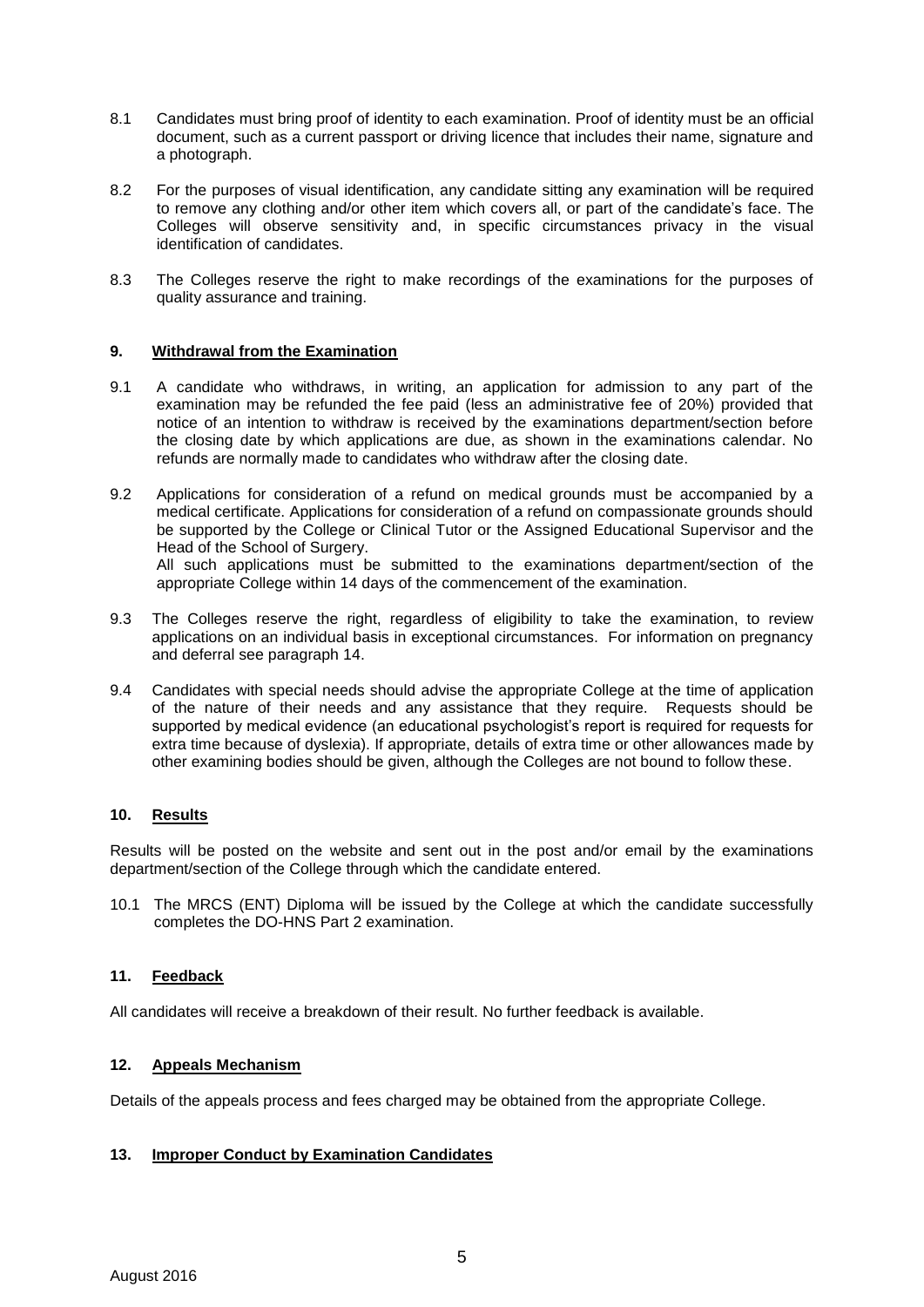8.1 Candidates must bring proof of identity to each examination. Proof of identity must be an official document, such as a current passport or driving licence that includes their name, signature and a photograph.

8.2 For the purposes of visual identification, any candidate sitting any examination will be required to remove any clothing and/or other item which covers all, or part of the candidate's face. The Colleges will observe sensitivity and, in specific circumstances privacy in the visual identification of candidates.

8.3 The Colleges reserve the right to make recordings of the examinations for the purposes of quality assurance and training.

## 9. Withdrawal from the Examination

9.1 A candidate who withdraws, in writing, an application for admission to any part of the examination may be refunded the fee paid (less an administrative fee of 20%) provided that notice of an intention to withdraw is received by the examinations department/section before the closing date by which applications are due, as shown in the examinations calendar. No refunds are normally made to candidates who withdraw after the closing date.

9.2 Applications for consideration of a refund on medical grounds must be accompanied by a medical certificate. Applications for consideration of a refund on compassionate grounds should be supported by the College or Clinical Tutor or the Assigned Educational Supervisor and the Head of the School of Surgery.
All such applications must be submitted to the examinations department/section of the appropriate College within 14 days of the commencement of the examination.

9.3 The Colleges reserve the right, regardless of eligibility to take the examination, to review applications on an individual basis in exceptional circumstances. For information on pregnancy and deferral see paragraph 14.

9.4 Candidates with special needs should advise the appropriate College at the time of application of the nature of their needs and any assistance that they require. Requests should be supported by medical evidence (an educational psychologist's report is required for requests for extra time because of dyslexia). If appropriate, details of extra time or other allowances made by other examining bodies should be given, although the Colleges are not bound to follow these.

## 10. Results

Results will be posted on the website and sent out in the post and/or email by the examinations department/section of the College through which the candidate entered.

10.1 The MRCS (ENT) Diploma will be issued by the College at which the candidate successfully completes the DO-HNS Part 2 examination.

## 11. Feedback

All candidates will receive a breakdown of their result. No further feedback is available.

## 12. Appeals Mechanism

Details of the appeals process and fees charged may be obtained from the appropriate College.

## 13. Improper Conduct by Examination Candidates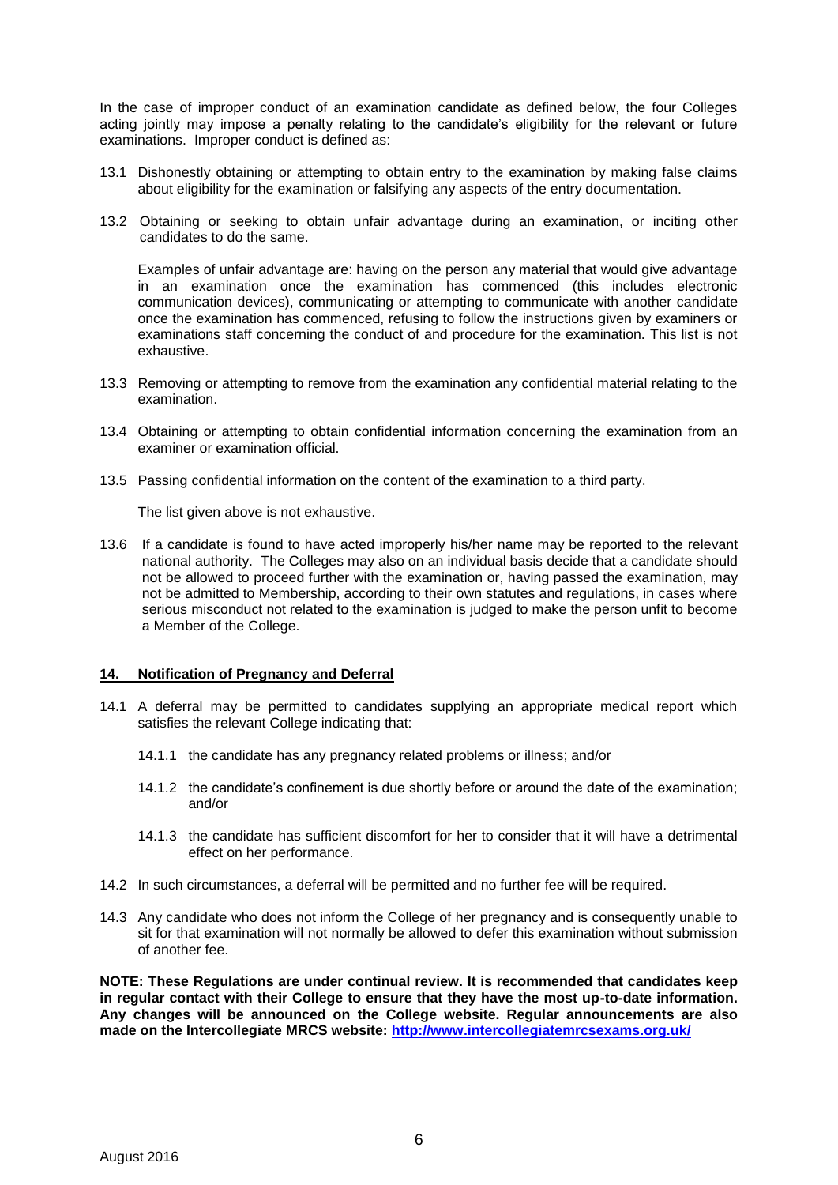In the case of improper conduct of an examination candidate as defined below, the four Colleges acting jointly may impose a penalty relating to the candidate's eligibility for the relevant or future examinations. Improper conduct is defined as:

13.1 Dishonestly obtaining or attempting to obtain entry to the examination by making false claims about eligibility for the examination or falsifying any aspects of the entry documentation.

13.2 Obtaining or seeking to obtain unfair advantage during an examination, or inciting other candidates to do the same.

Examples of unfair advantage are: having on the person any material that would give advantage in an examination once the examination has commenced (this includes electronic communication devices), communicating or attempting to communicate with another candidate once the examination has commenced, refusing to follow the instructions given by examiners or examinations staff concerning the conduct of and procedure for the examination. This list is not exhaustive.

13.3 Removing or attempting to remove from the examination any confidential material relating to the examination.

13.4 Obtaining or attempting to obtain confidential information concerning the examination from an examiner or examination official.

13.5 Passing confidential information on the content of the examination to a third party.

The list given above is not exhaustive.

13.6 If a candidate is found to have acted improperly his/her name may be reported to the relevant national authority. The Colleges may also on an individual basis decide that a candidate should not be allowed to proceed further with the examination or, having passed the examination, may not be admitted to Membership, according to their own statutes and regulations, in cases where serious misconduct not related to the examination is judged to make the person unfit to become a Member of the College.

## 14. Notification of Pregnancy and Deferral

14.1 A deferral may be permitted to candidates supplying an appropriate medical report which satisfies the relevant College indicating that:

14.1.1 the candidate has any pregnancy related problems or illness; and/or

14.1.2 the candidate's confinement is due shortly before or around the date of the examination; and/or

14.1.3 the candidate has sufficient discomfort for her to consider that it will have a detrimental effect on her performance.

14.2 In such circumstances, a deferral will be permitted and no further fee will be required.

14.3 Any candidate who does not inform the College of her pregnancy and is consequently unable to sit for that examination will not normally be allowed to defer this examination without submission of another fee.

**NOTE: These Regulations are under continual review. It is recommended that candidates keep in regular contact with their College to ensure that they have the most up-to-date information. Any changes will be announced on the College website. Regular announcements are also made on the Intercollegiate MRCS website: [http://www.intercollegiatemrcsexams.org.uk/](http://www.intercollegiatemrcsexams.org.uk/)**

August 2016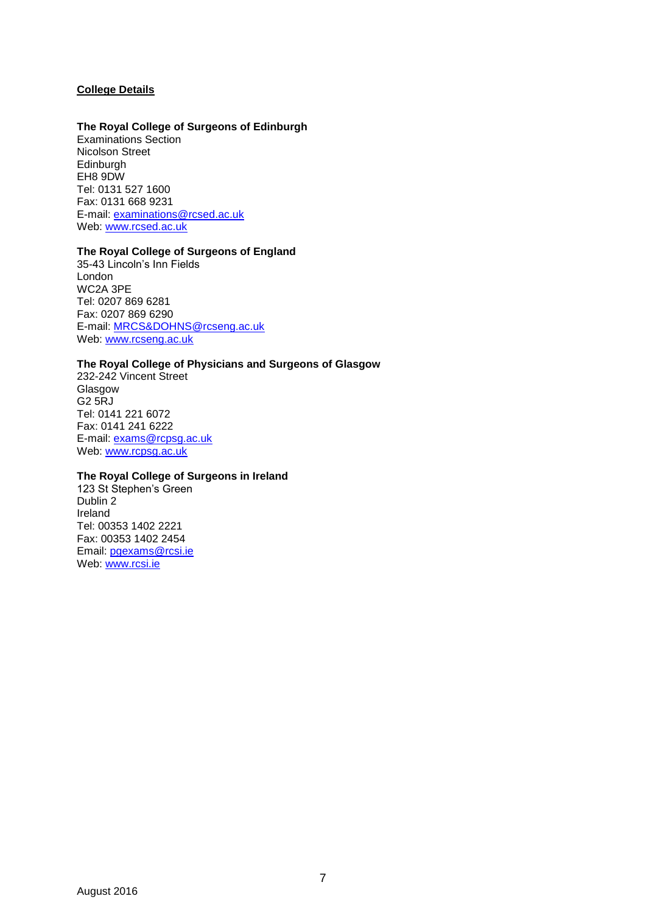## College Details

**The Royal College of Surgeons of Edinburgh**
Examinations Section
Nicolson Street
Edinburgh
EH8 9DW
Tel: 0131 527 1600
Fax: 0131 668 9231
E-mail: examinations@rcsed.ac.uk
Web: www.rcsed.ac.uk

**The Royal College of Surgeons of England**
35-43 Lincoln's Inn Fields
London
WC2A 3PE
Tel: 0207 869 6281
Fax: 0207 869 6290
E-mail: MRCS&DOHNS@rcseng.ac.uk
Web: www.rcseng.ac.uk

**The Royal College of Physicians and Surgeons of Glasgow**
232-242 Vincent Street
Glasgow
G2 5RJ
Tel: 0141 221 6072
Fax: 0141 241 6222
E-mail: exams@rcpsg.ac.uk
Web: www.rcpsg.ac.uk

**The Royal College of Surgeons in Ireland**
123 St Stephen's Green
Dublin 2
Ireland
Tel: 00353 1402 2221
Fax: 00353 1402 2454
Email: pgexams@rcsi.ie
Web: www.rcsi.ie